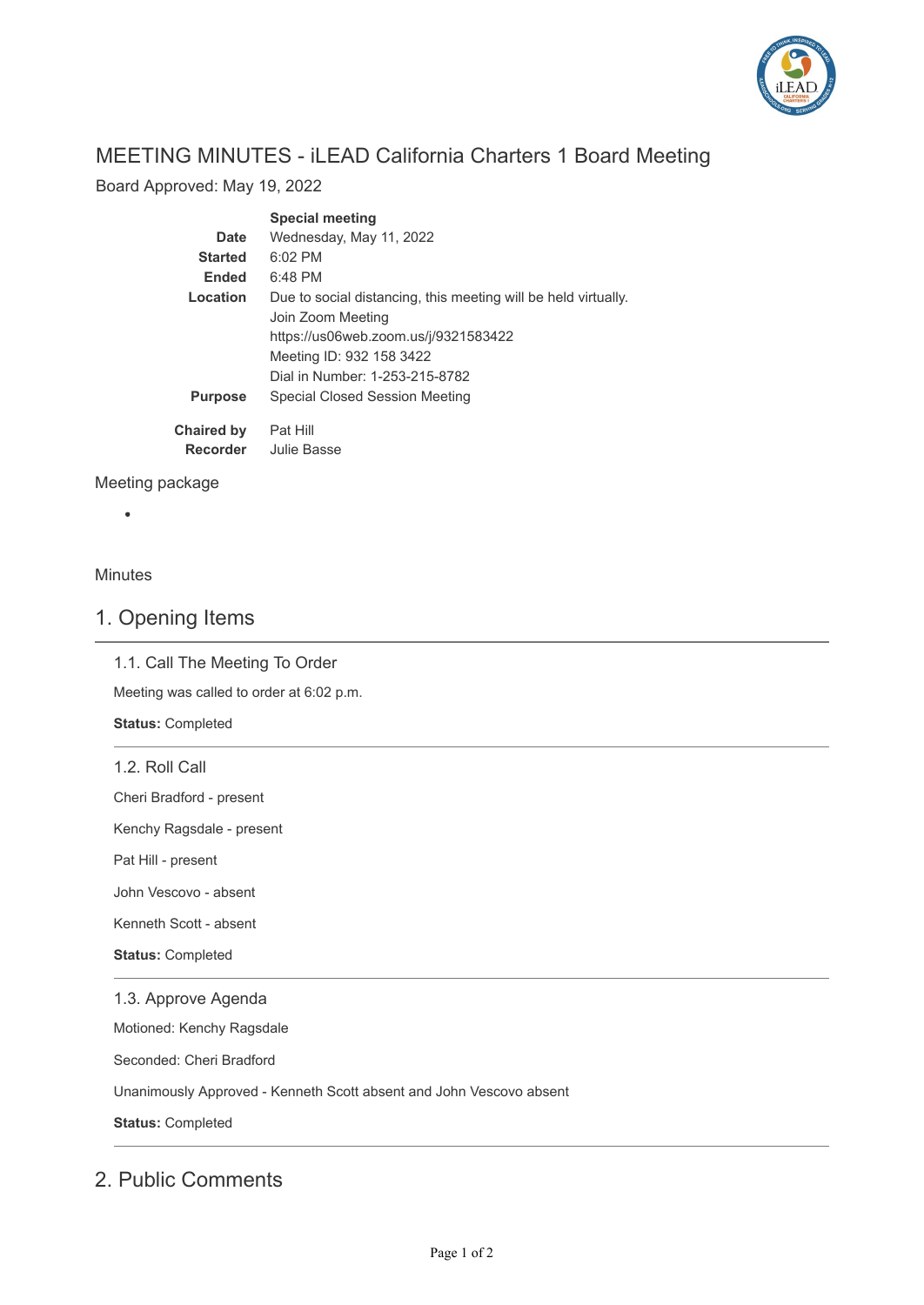# MEETING MINUTES - iLEAD California Charters 1 Board Meeting

Board Approved: May 19, 2022

| | **Special meeting** |
|---|---|
| **Date** | Wednesday, May 11, 2022 |
| **Started** | 6:02 PM |
| **Ended** | 6:48 PM |
| **Location** | Due to social distancing, this meeting will be held virtually.<br>Join Zoom Meeting<br>https://us06web.zoom.us/j/9321583422<br>Meeting ID: 932 158 3422<br>Dial in Number: 1-253-215-8782 |
| **Purpose** | Special Closed Session Meeting |
| **Chaired by** | Pat Hill |
| **Recorder** | Julie Basse |

Meeting package

- 

Minutes

## 1. Opening Items

### 1.1. Call The Meeting To Order

Meeting was called to order at 6:02 p.m.

**Status:** Completed

### 1.2. Roll Call

Cheri Bradford - present

Kenchy Ragsdale - present

Pat Hill - present

John Vescovo - absent

Kenneth Scott - absent

**Status:** Completed

### 1.3. Approve Agenda

Motioned: Kenchy Ragsdale

Seconded: Cheri Bradford

Unanimously Approved - Kenneth Scott absent and John Vescovo absent

**Status:** Completed

## 2. Public Comments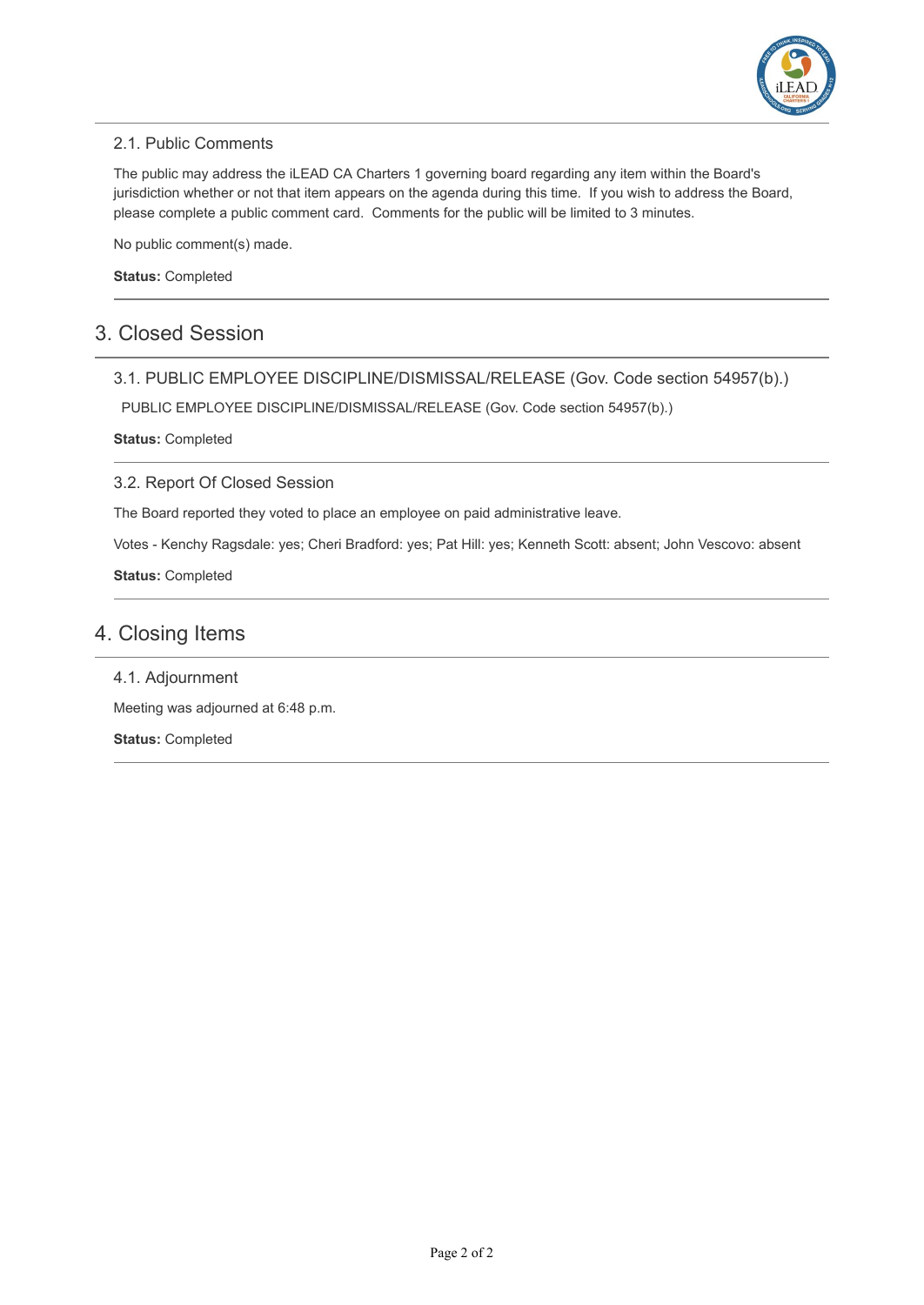### 2.1. Public Comments

The public may address the iLEAD CA Charters 1 governing board regarding any item within the Board's jurisdiction whether or not that item appears on the agenda during this time. If you wish to address the Board, please complete a public comment card. Comments for the public will be limited to 3 minutes.

No public comment(s) made.

**Status:** Completed

## 3. Closed Session

### 3.1. PUBLIC EMPLOYEE DISCIPLINE/DISMISSAL/RELEASE (Gov. Code section 54957(b).)

PUBLIC EMPLOYEE DISCIPLINE/DISMISSAL/RELEASE (Gov. Code section 54957(b).)

**Status:** Completed

### 3.2. Report Of Closed Session

The Board reported they voted to place an employee on paid administrative leave.

Votes - Kenchy Ragsdale: yes; Cheri Bradford: yes; Pat Hill: yes; Kenneth Scott: absent; John Vescovo: absent

**Status:** Completed

## 4. Closing Items

### 4.1. Adjournment

Meeting was adjourned at 6:48 p.m.

**Status:** Completed